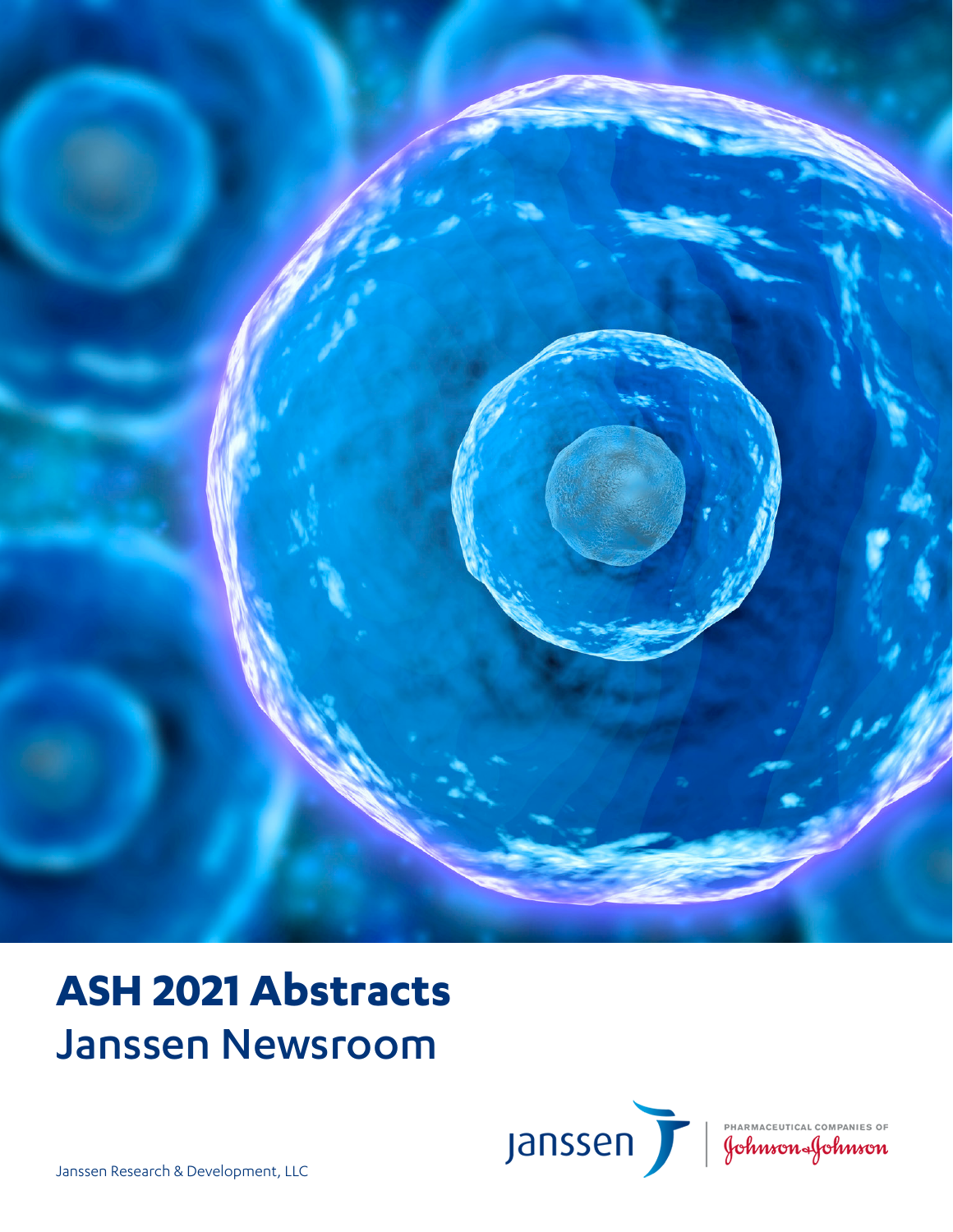# ASH 2021 Abstracts

## Janssen Newsroom

Janssen | PHARMACEUTICAL COMPANIES OF Johnson & Johnson

Janssen Research & Development, LLC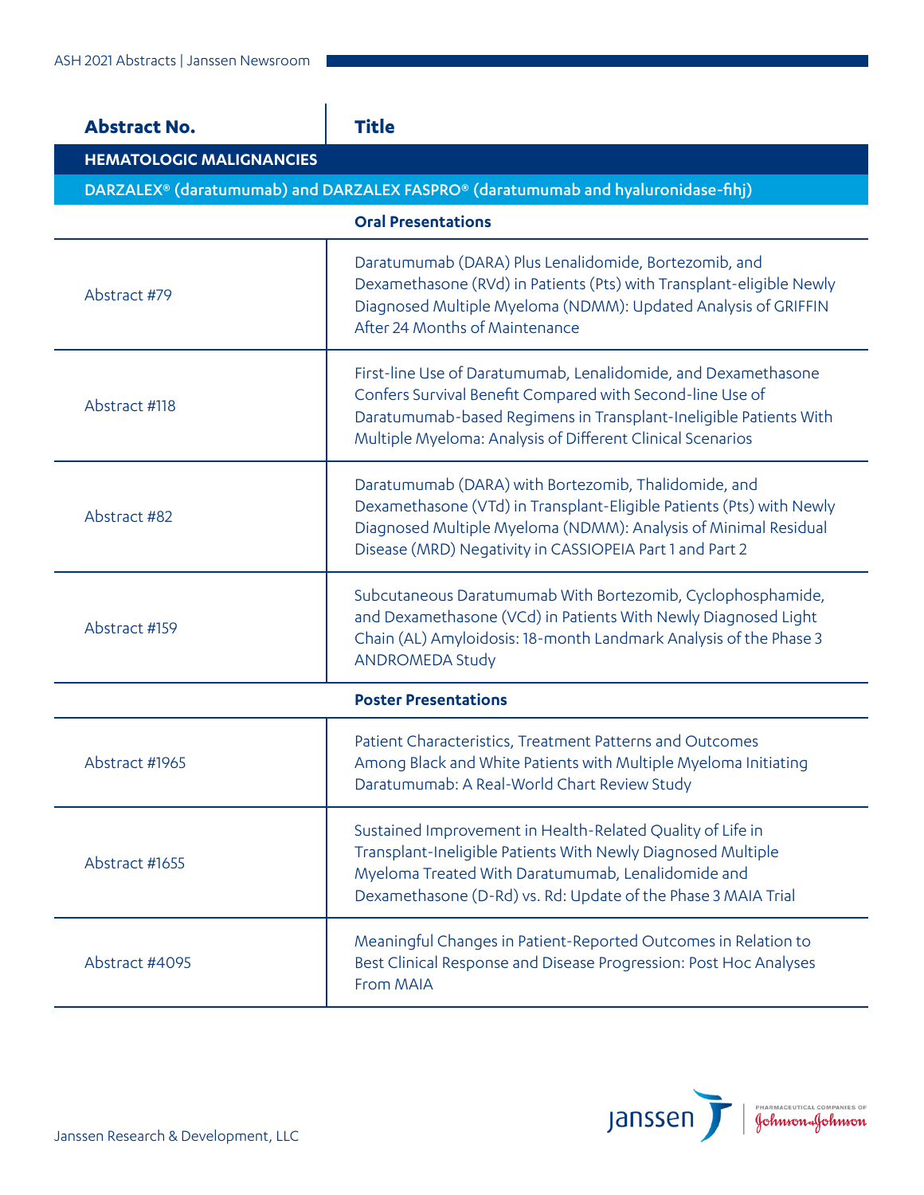| Abstract No. | Title |
|---|---|
| **HEMATOLOGIC MALIGNANCIES** | |
| **DARZALEX® (daratumumab) and DARZALEX FASPRO® (daratumumab and hyaluronidase-fihj)** | |
| | **Oral Presentations** |
| Abstract #79 | Daratumumab (DARA) Plus Lenalidomide, Bortezomib, and Dexamethasone (RVd) in Patients (Pts) with Transplant-eligible Newly Diagnosed Multiple Myeloma (NDMM): Updated Analysis of GRIFFIN After 24 Months of Maintenance |
| Abstract #118 | First-line Use of Daratumumab, Lenalidomide, and Dexamethasone Confers Survival Benefit Compared with Second-line Use of Daratumumab-based Regimens in Transplant-Ineligible Patients With Multiple Myeloma: Analysis of Different Clinical Scenarios |
| Abstract #82 | Daratumumab (DARA) with Bortezomib, Thalidomide, and Dexamethasone (VTd) in Transplant-Eligible Patients (Pts) with Newly Diagnosed Multiple Myeloma (NDMM): Analysis of Minimal Residual Disease (MRD) Negativity in CASSIOPEIA Part 1 and Part 2 |
| Abstract #159 | Subcutaneous Daratumumab With Bortezomib, Cyclophosphamide, and Dexamethasone (VCd) in Patients With Newly Diagnosed Light Chain (AL) Amyloidosis: 18-month Landmark Analysis of the Phase 3 ANDROMEDA Study |
| | **Poster Presentations** |
| Abstract #1965 | Patient Characteristics, Treatment Patterns and Outcomes Among Black and White Patients with Multiple Myeloma Initiating Daratumumab: A Real-World Chart Review Study |
| Abstract #1655 | Sustained Improvement in Health-Related Quality of Life in Transplant-Ineligible Patients With Newly Diagnosed Multiple Myeloma Treated With Daratumumab, Lenalidomide and Dexamethasone (D-Rd) vs. Rd: Update of the Phase 3 MAIA Trial |
| Abstract #4095 | Meaningful Changes in Patient-Reported Outcomes in Relation to Best Clinical Response and Disease Progression: Post Hoc Analyses From MAIA |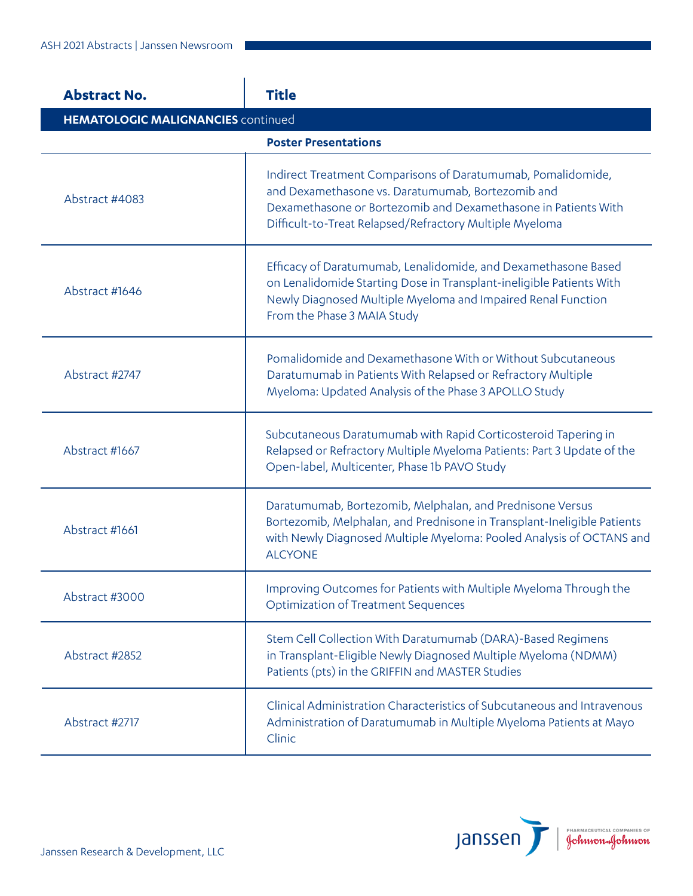| Abstract No. | Title |
|---|---|
| **HEMATOLOGIC MALIGNANCIES** continued | |
| | **Poster Presentations** |
| Abstract #4083 | Indirect Treatment Comparisons of Daratumumab, Pomalidomide, and Dexamethasone vs. Daratumumab, Bortezomib and Dexamethasone or Bortezomib and Dexamethasone in Patients With Difficult-to-Treat Relapsed/Refractory Multiple Myeloma |
| Abstract #1646 | Efficacy of Daratumumab, Lenalidomide, and Dexamethasone Based on Lenalidomide Starting Dose in Transplant-ineligible Patients With Newly Diagnosed Multiple Myeloma and Impaired Renal Function From the Phase 3 MAIA Study |
| Abstract #2747 | Pomalidomide and Dexamethasone With or Without Subcutaneous Daratumumab in Patients With Relapsed or Refractory Multiple Myeloma: Updated Analysis of the Phase 3 APOLLO Study |
| Abstract #1667 | Subcutaneous Daratumumab with Rapid Corticosteroid Tapering in Relapsed or Refractory Multiple Myeloma Patients: Part 3 Update of the Open-label, Multicenter, Phase 1b PAVO Study |
| Abstract #1661 | Daratumumab, Bortezomib, Melphalan, and Prednisone Versus Bortezomib, Melphalan, and Prednisone in Transplant-Ineligible Patients with Newly Diagnosed Multiple Myeloma: Pooled Analysis of OCTANS and ALCYONE |
| Abstract #3000 | Improving Outcomes for Patients with Multiple Myeloma Through the Optimization of Treatment Sequences |
| Abstract #2852 | Stem Cell Collection With Daratumumab (DARA)-Based Regimens in Transplant-Eligible Newly Diagnosed Multiple Myeloma (NDMM) Patients (pts) in the GRIFFIN and MASTER Studies |
| Abstract #2717 | Clinical Administration Characteristics of Subcutaneous and Intravenous Administration of Daratumumab in Multiple Myeloma Patients at Mayo Clinic |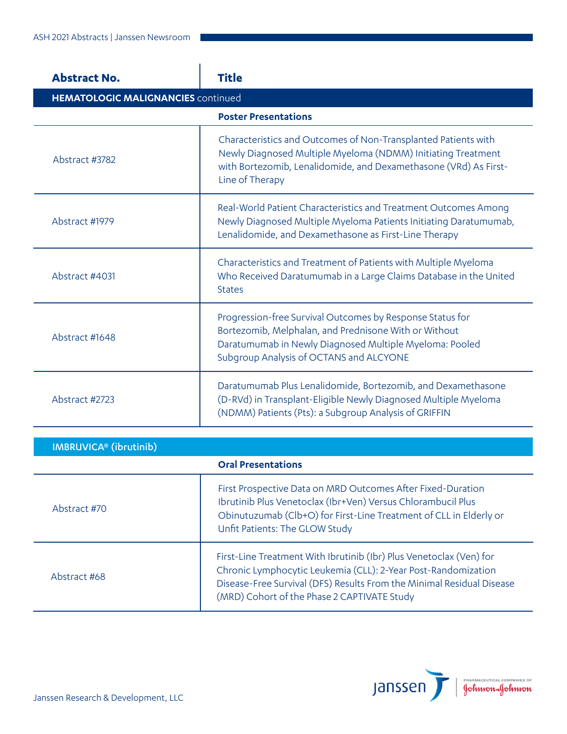| Abstract No. | Title |
|---|---|
| **HEMATOLOGIC MALIGNANCIES** continued | |
| | **Poster Presentations** |
| Abstract #3782 | Characteristics and Outcomes of Non-Transplanted Patients with Newly Diagnosed Multiple Myeloma (NDMM) Initiating Treatment with Bortezomib, Lenalidomide, and Dexamethasone (VRd) As First-Line of Therapy |
| Abstract #1979 | Real-World Patient Characteristics and Treatment Outcomes Among Newly Diagnosed Multiple Myeloma Patients Initiating Daratumumab, Lenalidomide, and Dexamethasone as First-Line Therapy |
| Abstract #4031 | Characteristics and Treatment of Patients with Multiple Myeloma Who Received Daratumumab in a Large Claims Database in the United States |
| Abstract #1648 | Progression-free Survival Outcomes by Response Status for Bortezomib, Melphalan, and Prednisone With or Without Daratumumab in Newly Diagnosed Multiple Myeloma: Pooled Subgroup Analysis of OCTANS and ALCYONE |
| Abstract #2723 | Daratumumab Plus Lenalidomide, Bortezomib, and Dexamethasone (D-RVd) in Transplant-Eligible Newly Diagnosed Multiple Myeloma (NDMM) Patients (Pts): a Subgroup Analysis of GRIFFIN |

| Abstract No. | Title |
|---|---|
| **IMBRUVICA® (ibrutinib)** | |
| | **Oral Presentations** |
| Abstract #70 | First Prospective Data on MRD Outcomes After Fixed-Duration Ibrutinib Plus Venetoclax (Ibr+Ven) Versus Chlorambucil Plus Obinutuzumab (Clb+O) for First-Line Treatment of CLL in Elderly or Unfit Patients: The GLOW Study |
| Abstract #68 | First-Line Treatment With Ibrutinib (Ibr) Plus Venetoclax (Ven) for Chronic Lymphocytic Leukemia (CLL): 2-Year Post-Randomization Disease-Free Survival (DFS) Results From the Minimal Residual Disease (MRD) Cohort of the Phase 2 CAPTIVATE Study |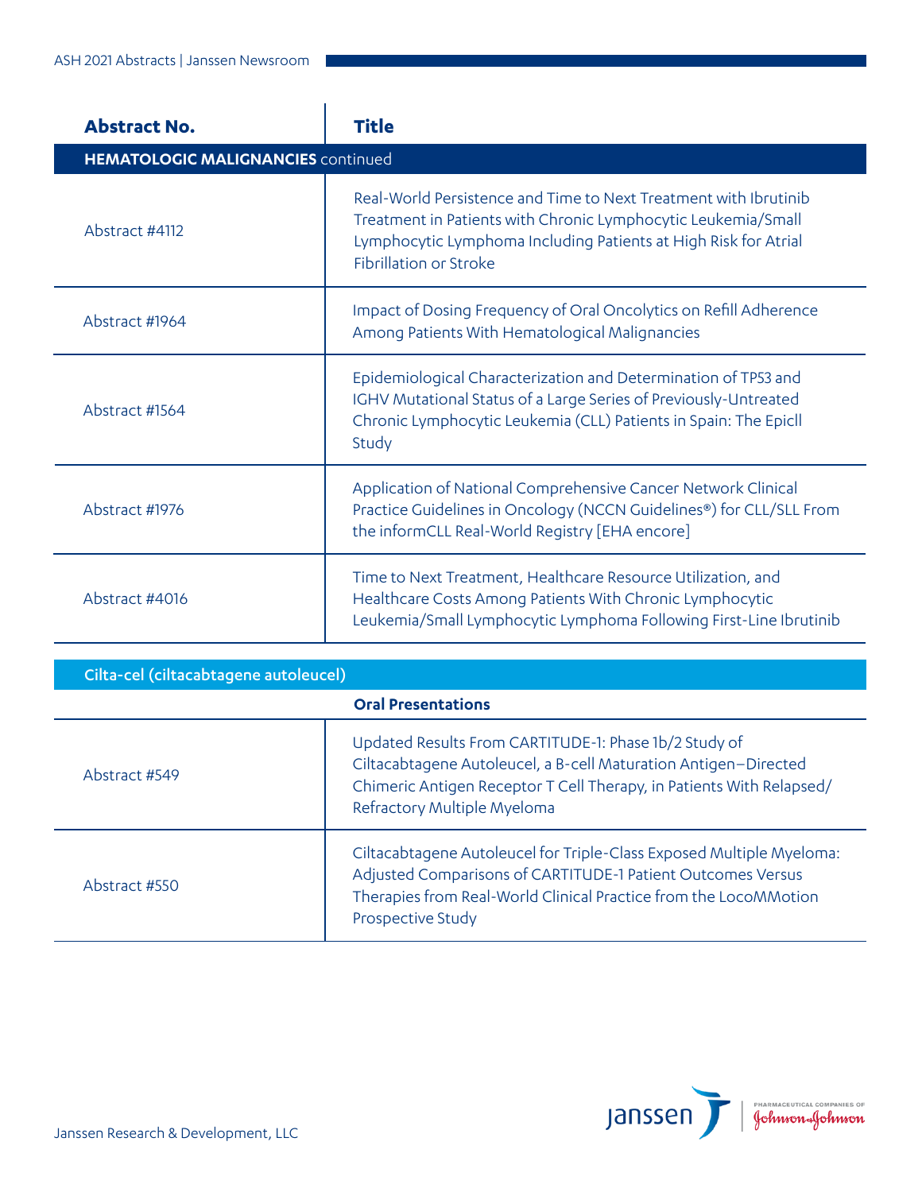| Abstract No. | Title |
|---|---|
| **HEMATOLOGIC MALIGNANCIES** continued | |
| Abstract #4112 | Real-World Persistence and Time to Next Treatment with Ibrutinib Treatment in Patients with Chronic Lymphocytic Leukemia/Small Lymphocytic Lymphoma Including Patients at High Risk for Atrial Fibrillation or Stroke |
| Abstract #1964 | Impact of Dosing Frequency of Oral Oncolytics on Refill Adherence Among Patients With Hematological Malignancies |
| Abstract #1564 | Epidemiological Characterization and Determination of TP53 and IGHV Mutational Status of a Large Series of Previously-Untreated Chronic Lymphocytic Leukemia (CLL) Patients in Spain: The Epicll Study |
| Abstract #1976 | Application of National Comprehensive Cancer Network Clinical Practice Guidelines in Oncology (NCCN Guidelines®) for CLL/SLL From the informCLL Real-World Registry [EHA encore] |
| Abstract #4016 | Time to Next Treatment, Healthcare Resource Utilization, and Healthcare Costs Among Patients With Chronic Lymphocytic Leukemia/Small Lymphocytic Lymphoma Following First-Line Ibrutinib |

| Cilta-cel (ciltacabtagene autoleucel) | |
|---|---|
| | **Oral Presentations** |
| Abstract #549 | Updated Results From CARTITUDE-1: Phase 1b/2 Study of Ciltacabtagene Autoleucel, a B-cell Maturation Antigen–Directed Chimeric Antigen Receptor T Cell Therapy, in Patients With Relapsed/Refractory Multiple Myeloma |
| Abstract #550 | Ciltacabtagene Autoleucel for Triple-Class Exposed Multiple Myeloma: Adjusted Comparisons of CARTITUDE-1 Patient Outcomes Versus Therapies from Real-World Clinical Practice from the LocoMMotion Prospective Study |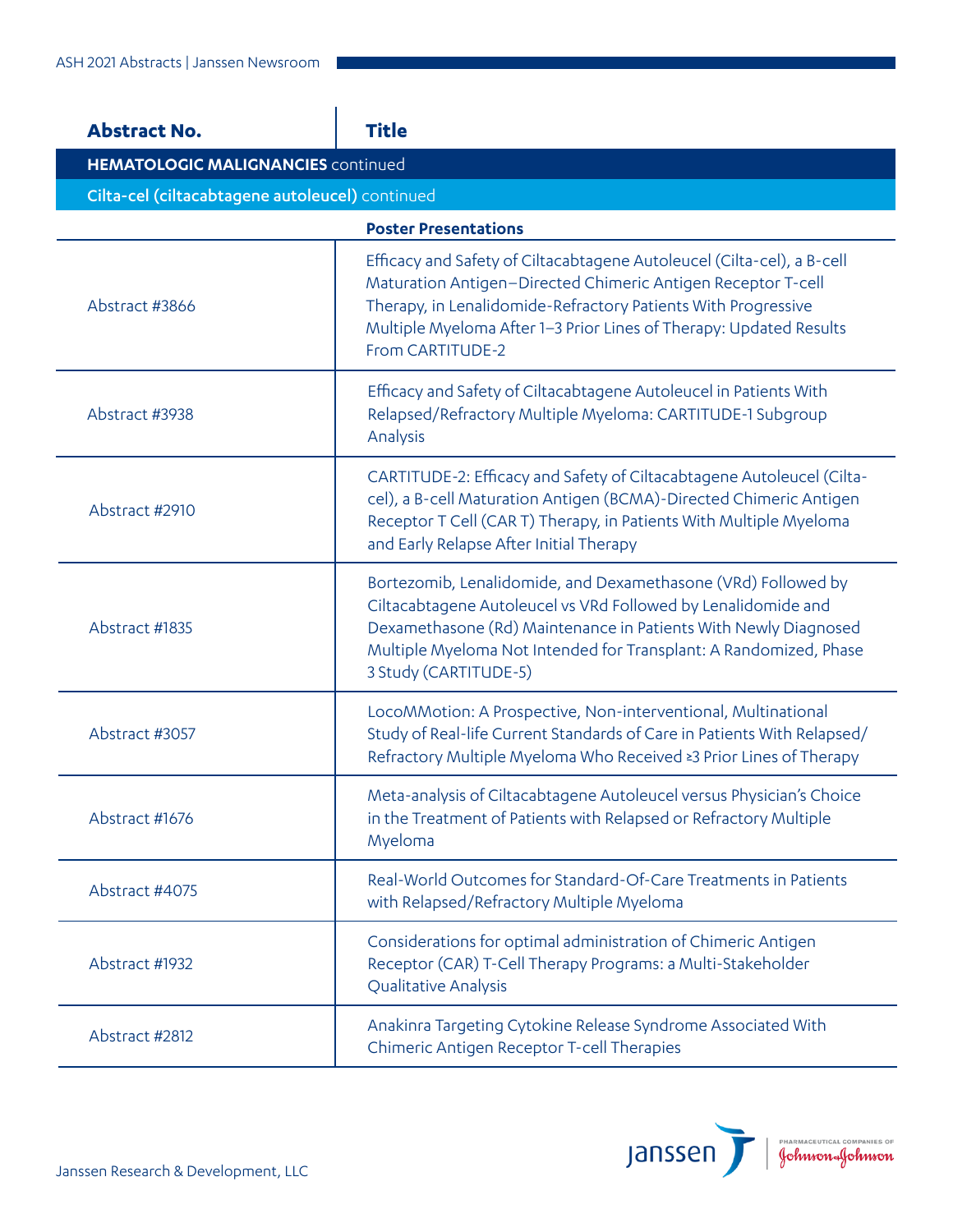| Abstract No. | Title |
|---|---|
| **HEMATOLOGIC MALIGNANCIES** continued | |
| **Cilta-cel (ciltacabtagene autoleucel)** continued | |
| | **Poster Presentations** |
| Abstract #3866 | Efficacy and Safety of Ciltacabtagene Autoleucel (Cilta-cel), a B-cell Maturation Antigen–Directed Chimeric Antigen Receptor T-cell Therapy, in Lenalidomide-Refractory Patients With Progressive Multiple Myeloma After 1–3 Prior Lines of Therapy: Updated Results From CARTITUDE-2 |
| Abstract #3938 | Efficacy and Safety of Ciltacabtagene Autoleucel in Patients With Relapsed/Refractory Multiple Myeloma: CARTITUDE-1 Subgroup Analysis |
| Abstract #2910 | CARTITUDE-2: Efficacy and Safety of Ciltacabtagene Autoleucel (Cilta-cel), a B-cell Maturation Antigen (BCMA)-Directed Chimeric Antigen Receptor T Cell (CAR T) Therapy, in Patients With Multiple Myeloma and Early Relapse After Initial Therapy |
| Abstract #1835 | Bortezomib, Lenalidomide, and Dexamethasone (VRd) Followed by Ciltacabtagene Autoleucel vs VRd Followed by Lenalidomide and Dexamethasone (Rd) Maintenance in Patients With Newly Diagnosed Multiple Myeloma Not Intended for Transplant: A Randomized, Phase 3 Study (CARTITUDE-5) |
| Abstract #3057 | LocoMMotion: A Prospective, Non-interventional, Multinational Study of Real-life Current Standards of Care in Patients With Relapsed/Refractory Multiple Myeloma Who Received ≥3 Prior Lines of Therapy |
| Abstract #1676 | Meta-analysis of Ciltacabtagene Autoleucel versus Physician's Choice in the Treatment of Patients with Relapsed or Refractory Multiple Myeloma |
| Abstract #4075 | Real-World Outcomes for Standard-Of-Care Treatments in Patients with Relapsed/Refractory Multiple Myeloma |
| Abstract #1932 | Considerations for optimal administration of Chimeric Antigen Receptor (CAR) T-Cell Therapy Programs: a Multi-Stakeholder Qualitative Analysis |
| Abstract #2812 | Anakinra Targeting Cytokine Release Syndrome Associated With Chimeric Antigen Receptor T-cell Therapies |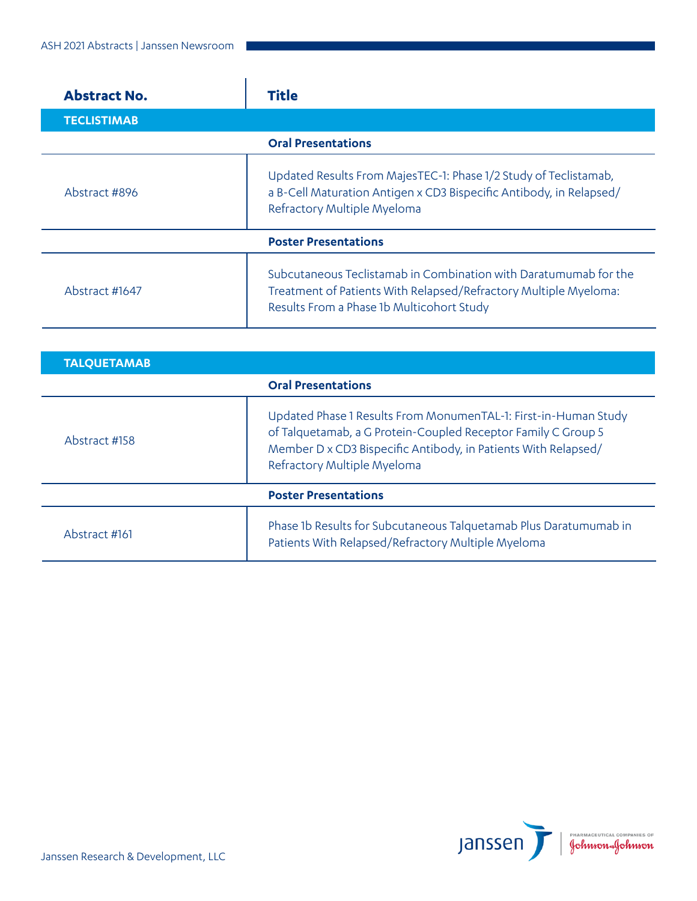| Abstract No. | Title |
|---|---|
| **TECLISTIMAB** | |
| | **Oral Presentations** |
| Abstract #896 | Updated Results From MajesTEC-1: Phase 1/2 Study of Teclistamab, a B-Cell Maturation Antigen x CD3 Bispecific Antibody, in Relapsed/Refractory Multiple Myeloma |
| | **Poster Presentations** |
| Abstract #1647 | Subcutaneous Teclistamab in Combination with Daratumumab for the Treatment of Patients With Relapsed/Refractory Multiple Myeloma: Results From a Phase 1b Multicohort Study |
| **TALQUETAMAB** | |
| | **Oral Presentations** |
| Abstract #158 | Updated Phase 1 Results From MonumenTAL-1: First-in-Human Study of Talquetamab, a G Protein-Coupled Receptor Family C Group 5 Member D x CD3 Bispecific Antibody, in Patients With Relapsed/Refractory Multiple Myeloma |
| | **Poster Presentations** |
| Abstract #161 | Phase 1b Results for Subcutaneous Talquetamab Plus Daratumumab in Patients With Relapsed/Refractory Multiple Myeloma |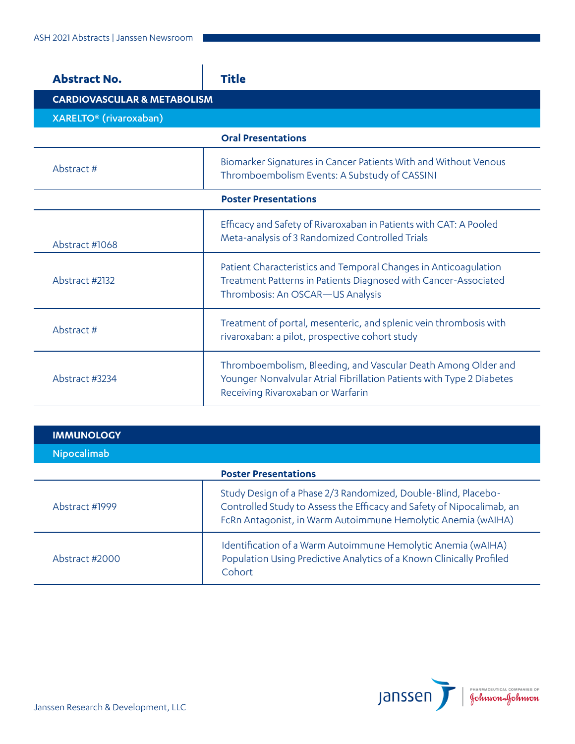| Abstract No. | Title |
|---|---|
| **CARDIOVASCULAR & METABOLISM** | |
| **XARELTO® (rivaroxaban)** | |
| | **Oral Presentations** |
| Abstract # | Biomarker Signatures in Cancer Patients With and Without Venous Thromboembolism Events: A Substudy of CASSINI |
| | **Poster Presentations** |
| Abstract #1068 | Efficacy and Safety of Rivaroxaban in Patients with CAT: A Pooled Meta-analysis of 3 Randomized Controlled Trials |
| Abstract #2132 | Patient Characteristics and Temporal Changes in Anticoagulation Treatment Patterns in Patients Diagnosed with Cancer-Associated Thrombosis: An OSCAR—US Analysis |
| Abstract # | Treatment of portal, mesenteric, and splenic vein thrombosis with rivaroxaban: a pilot, prospective cohort study |
| Abstract #3234 | Thromboembolism, Bleeding, and Vascular Death Among Older and Younger Nonvalvular Atrial Fibrillation Patients with Type 2 Diabetes Receiving Rivaroxaban or Warfarin |

| | |
|---|---|
| **IMMUNOLOGY** | |
| **Nipocalimab** | |
| | **Poster Presentations** |
| Abstract #1999 | Study Design of a Phase 2/3 Randomized, Double-Blind, Placebo-Controlled Study to Assess the Efficacy and Safety of Nipocalimab, an FcRn Antagonist, in Warm Autoimmune Hemolytic Anemia (wAIHA) |
| Abstract #2000 | Identification of a Warm Autoimmune Hemolytic Anemia (wAIHA) Population Using Predictive Analytics of a Known Clinically Profiled Cohort |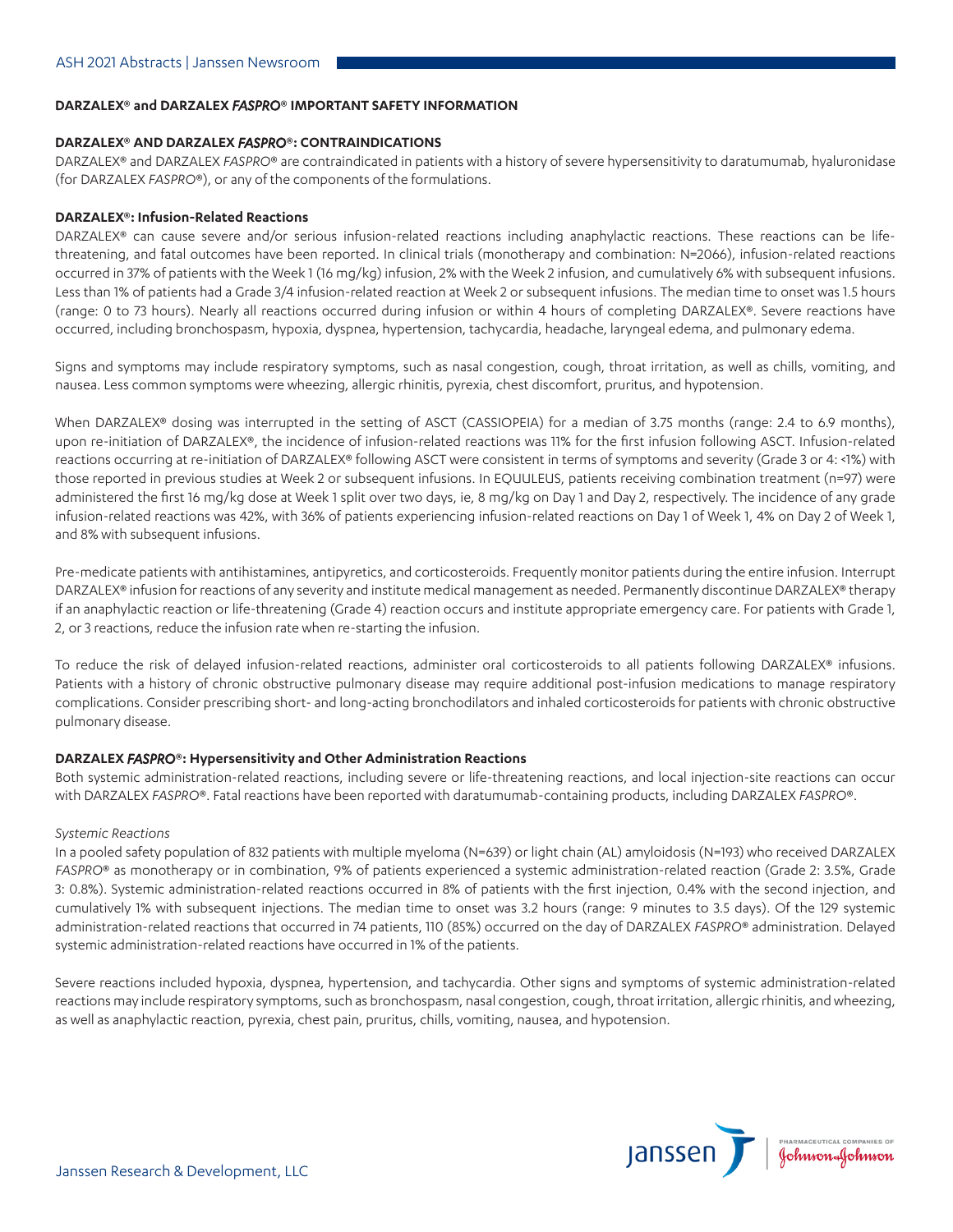**DARZALEX® and DARZALEX *FASPRO*® IMPORTANT SAFETY INFORMATION**

**DARZALEX® AND DARZALEX *FASPRO*®: CONTRAINDICATIONS**

DARZALEX® and DARZALEX *FASPRO*® are contraindicated in patients with a history of severe hypersensitivity to daratumumab, hyaluronidase (for DARZALEX *FASPRO*®), or any of the components of the formulations.

**DARZALEX®: Infusion-Related Reactions**

DARZALEX® can cause severe and/or serious infusion-related reactions including anaphylactic reactions. These reactions can be life-threatening, and fatal outcomes have been reported. In clinical trials (monotherapy and combination: N=2066), infusion-related reactions occurred in 37% of patients with the Week 1 (16 mg/kg) infusion, 2% with the Week 2 infusion, and cumulatively 6% with subsequent infusions. Less than 1% of patients had a Grade 3/4 infusion-related reaction at Week 2 or subsequent infusions. The median time to onset was 1.5 hours (range: 0 to 73 hours). Nearly all reactions occurred during infusion or within 4 hours of completing DARZALEX®. Severe reactions have occurred, including bronchospasm, hypoxia, dyspnea, hypertension, tachycardia, headache, laryngeal edema, and pulmonary edema.

Signs and symptoms may include respiratory symptoms, such as nasal congestion, cough, throat irritation, as well as chills, vomiting, and nausea. Less common symptoms were wheezing, allergic rhinitis, pyrexia, chest discomfort, pruritus, and hypotension.

When DARZALEX® dosing was interrupted in the setting of ASCT (CASSIOPEIA) for a median of 3.75 months (range: 2.4 to 6.9 months), upon re-initiation of DARZALEX®, the incidence of infusion-related reactions was 11% for the first infusion following ASCT. Infusion-related reactions occurring at re-initiation of DARZALEX® following ASCT were consistent in terms of symptoms and severity (Grade 3 or 4: <1%) with those reported in previous studies at Week 2 or subsequent infusions. In EQUULEUS, patients receiving combination treatment (n=97) were administered the first 16 mg/kg dose at Week 1 split over two days, ie, 8 mg/kg on Day 1 and Day 2, respectively. The incidence of any grade infusion-related reactions was 42%, with 36% of patients experiencing infusion-related reactions on Day 1 of Week 1, 4% on Day 2 of Week 1, and 8% with subsequent infusions.

Pre-medicate patients with antihistamines, antipyretics, and corticosteroids. Frequently monitor patients during the entire infusion. Interrupt DARZALEX® infusion for reactions of any severity and institute medical management as needed. Permanently discontinue DARZALEX® therapy if an anaphylactic reaction or life-threatening (Grade 4) reaction occurs and institute appropriate emergency care. For patients with Grade 1, 2, or 3 reactions, reduce the infusion rate when re-starting the infusion.

To reduce the risk of delayed infusion-related reactions, administer oral corticosteroids to all patients following DARZALEX® infusions. Patients with a history of chronic obstructive pulmonary disease may require additional post-infusion medications to manage respiratory complications. Consider prescribing short- and long-acting bronchodilators and inhaled corticosteroids for patients with chronic obstructive pulmonary disease.

**DARZALEX *FASPRO*®: Hypersensitivity and Other Administration Reactions**

Both systemic administration-related reactions, including severe or life-threatening reactions, and local injection-site reactions can occur with DARZALEX *FASPRO*®. Fatal reactions have been reported with daratumumab-containing products, including DARZALEX *FASPRO*®.

*Systemic Reactions*

In a pooled safety population of 832 patients with multiple myeloma (N=639) or light chain (AL) amyloidosis (N=193) who received DARZALEX *FASPRO*® as monotherapy or in combination, 9% of patients experienced a systemic administration-related reaction (Grade 2: 3.5%, Grade 3: 0.8%). Systemic administration-related reactions occurred in 8% of patients with the first injection, 0.4% with the second injection, and cumulatively 1% with subsequent injections. The median time to onset was 3.2 hours (range: 9 minutes to 3.5 days). Of the 129 systemic administration-related reactions that occurred in 74 patients, 110 (85%) occurred on the day of DARZALEX *FASPRO*® administration. Delayed systemic administration-related reactions have occurred in 1% of the patients.

Severe reactions included hypoxia, dyspnea, hypertension, and tachycardia. Other signs and symptoms of systemic administration-related reactions may include respiratory symptoms, such as bronchospasm, nasal congestion, cough, throat irritation, allergic rhinitis, and wheezing, as well as anaphylactic reaction, pyrexia, chest pain, pruritus, chills, vomiting, nausea, and hypotension.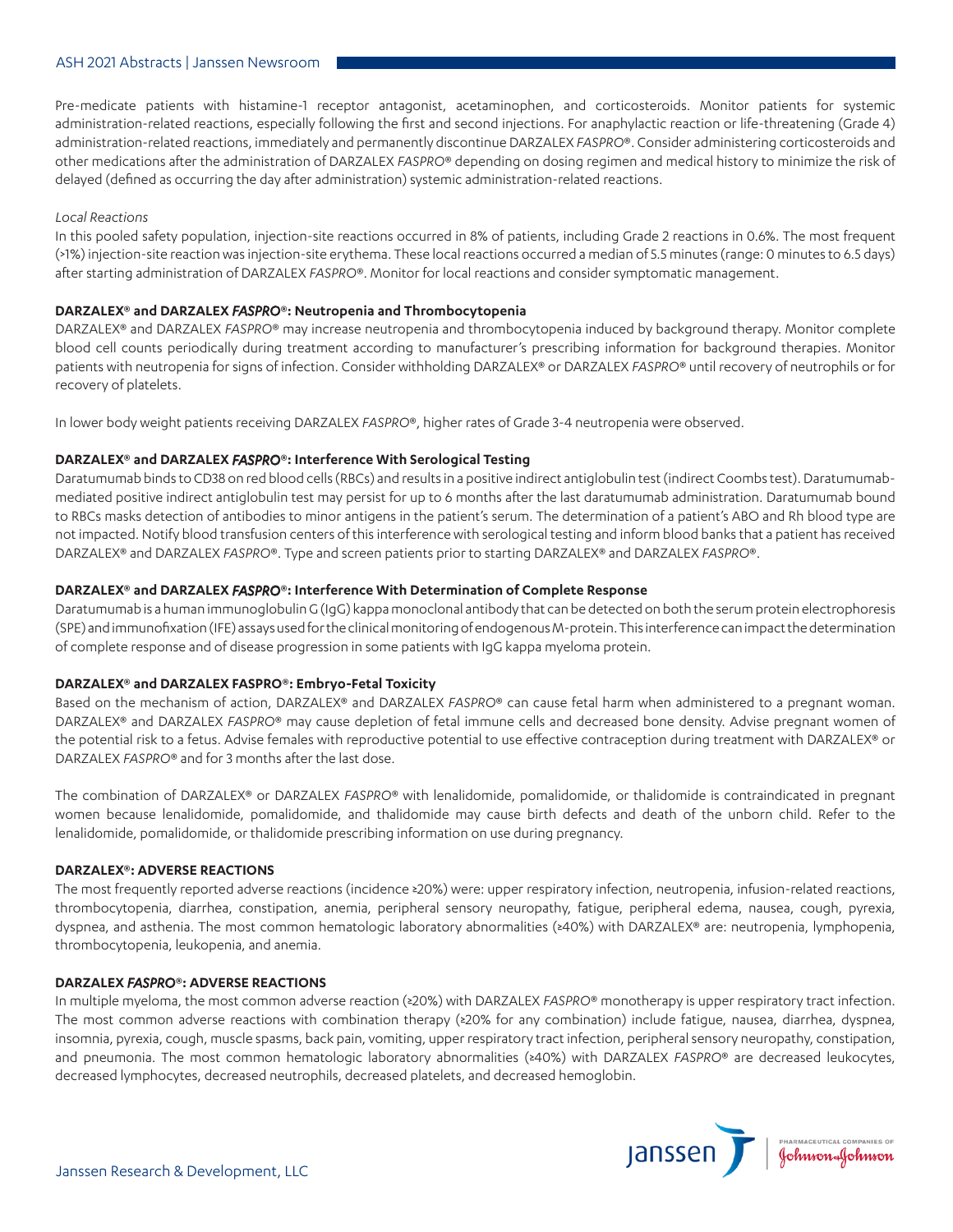Pre-medicate patients with histamine-1 receptor antagonist, acetaminophen, and corticosteroids. Monitor patients for systemic administration-related reactions, especially following the first and second injections. For anaphylactic reaction or life-threatening (Grade 4) administration-related reactions, immediately and permanently discontinue DARZALEX *FASPRO*®. Consider administering corticosteroids and other medications after the administration of DARZALEX *FASPRO*® depending on dosing regimen and medical history to minimize the risk of delayed (defined as occurring the day after administration) systemic administration-related reactions.

*Local Reactions*

In this pooled safety population, injection-site reactions occurred in 8% of patients, including Grade 2 reactions in 0.6%. The most frequent (>1%) injection-site reaction was injection-site erythema. These local reactions occurred a median of 5.5 minutes (range: 0 minutes to 6.5 days) after starting administration of DARZALEX *FASPRO*®. Monitor for local reactions and consider symptomatic management.

**DARZALEX® and DARZALEX *FASPRO*®: Neutropenia and Thrombocytopenia**

DARZALEX® and DARZALEX *FASPRO*® may increase neutropenia and thrombocytopenia induced by background therapy. Monitor complete blood cell counts periodically during treatment according to manufacturer's prescribing information for background therapies. Monitor patients with neutropenia for signs of infection. Consider withholding DARZALEX® or DARZALEX *FASPRO*® until recovery of neutrophils or for recovery of platelets.

In lower body weight patients receiving DARZALEX *FASPRO*®, higher rates of Grade 3-4 neutropenia were observed.

**DARZALEX® and DARZALEX *FASPRO*®: Interference With Serological Testing**

Daratumumab binds to CD38 on red blood cells (RBCs) and results in a positive indirect antiglobulin test (indirect Coombs test). Daratumumab-mediated positive indirect antiglobulin test may persist for up to 6 months after the last daratumumab administration. Daratumumab bound to RBCs masks detection of antibodies to minor antigens in the patient's serum. The determination of a patient's ABO and Rh blood type are not impacted. Notify blood transfusion centers of this interference with serological testing and inform blood banks that a patient has received DARZALEX® and DARZALEX *FASPRO*®. Type and screen patients prior to starting DARZALEX® and DARZALEX *FASPRO*®.

**DARZALEX® and DARZALEX *FASPRO*®: Interference With Determination of Complete Response**

Daratumumab is a human immunoglobulin G (IgG) kappa monoclonal antibody that can be detected on both the serum protein electrophoresis (SPE) and immunofixation (IFE) assays used for the clinical monitoring of endogenous M-protein. This interference can impact the determination of complete response and of disease progression in some patients with IgG kappa myeloma protein.

**DARZALEX® and DARZALEX FASPRO®: Embryo-Fetal Toxicity**

Based on the mechanism of action, DARZALEX® and DARZALEX *FASPRO*® can cause fetal harm when administered to a pregnant woman. DARZALEX® and DARZALEX *FASPRO*® may cause depletion of fetal immune cells and decreased bone density. Advise pregnant women of the potential risk to a fetus. Advise females with reproductive potential to use effective contraception during treatment with DARZALEX® or DARZALEX *FASPRO*® and for 3 months after the last dose.

The combination of DARZALEX® or DARZALEX *FASPRO*® with lenalidomide, pomalidomide, or thalidomide is contraindicated in pregnant women because lenalidomide, pomalidomide, and thalidomide may cause birth defects and death of the unborn child. Refer to the lenalidomide, pomalidomide, or thalidomide prescribing information on use during pregnancy.

**DARZALEX®: ADVERSE REACTIONS**

The most frequently reported adverse reactions (incidence ≥20%) were: upper respiratory infection, neutropenia, infusion-related reactions, thrombocytopenia, diarrhea, constipation, anemia, peripheral sensory neuropathy, fatigue, peripheral edema, nausea, cough, pyrexia, dyspnea, and asthenia. The most common hematologic laboratory abnormalities (≥40%) with DARZALEX® are: neutropenia, lymphopenia, thrombocytopenia, leukopenia, and anemia.

**DARZALEX *FASPRO*®: ADVERSE REACTIONS**

In multiple myeloma, the most common adverse reaction (≥20%) with DARZALEX *FASPRO*® monotherapy is upper respiratory tract infection. The most common adverse reactions with combination therapy (≥20% for any combination) include fatigue, nausea, diarrhea, dyspnea, insomnia, pyrexia, cough, muscle spasms, back pain, vomiting, upper respiratory tract infection, peripheral sensory neuropathy, constipation, and pneumonia. The most common hematologic laboratory abnormalities (≥40%) with DARZALEX *FASPRO*® are decreased leukocytes, decreased lymphocytes, decreased neutrophils, decreased platelets, and decreased hemoglobin.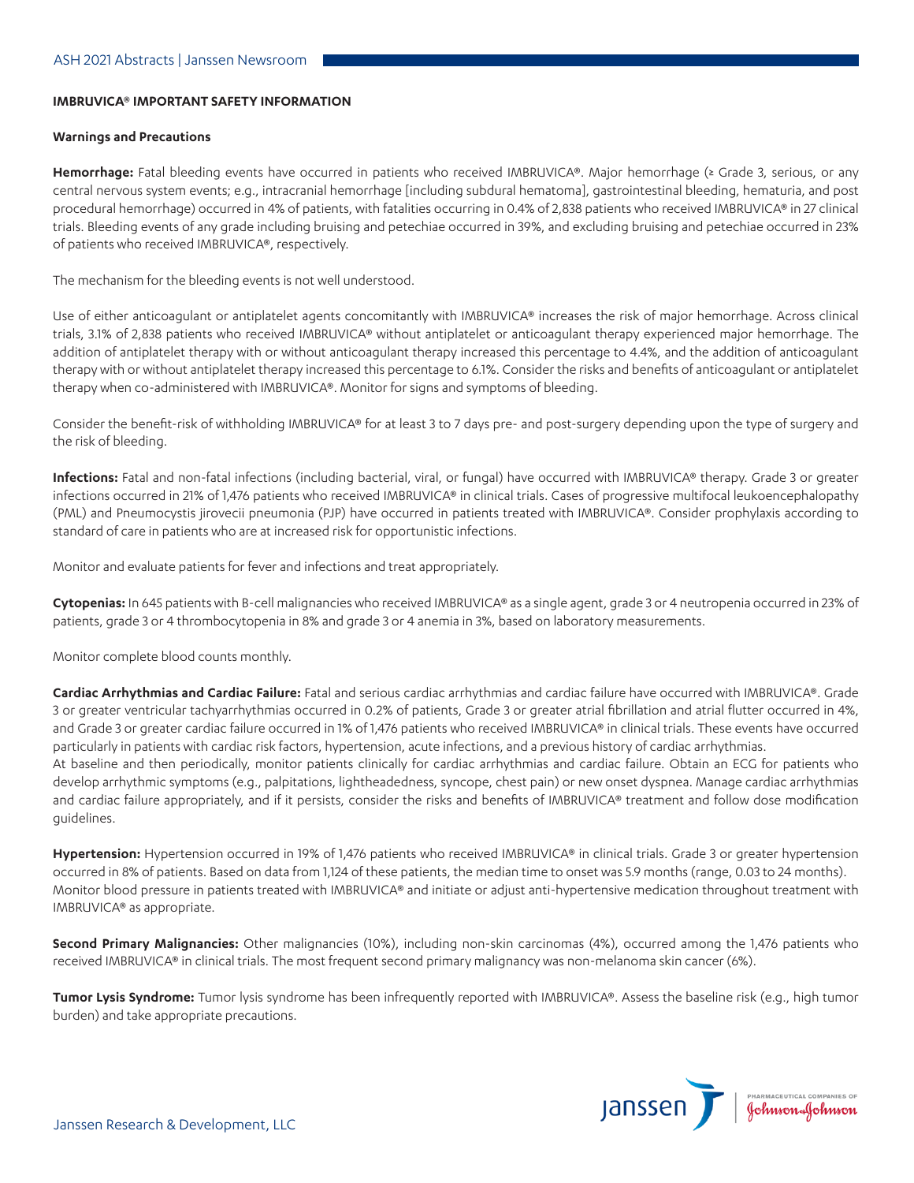**IMBRUVICA® IMPORTANT SAFETY INFORMATION**

**Warnings and Precautions**

**Hemorrhage:** Fatal bleeding events have occurred in patients who received IMBRUVICA®. Major hemorrhage (≥ Grade 3, serious, or any central nervous system events; e.g., intracranial hemorrhage [including subdural hematoma], gastrointestinal bleeding, hematuria, and post procedural hemorrhage) occurred in 4% of patients, with fatalities occurring in 0.4% of 2,838 patients who received IMBRUVICA® in 27 clinical trials. Bleeding events of any grade including bruising and petechiae occurred in 39%, and excluding bruising and petechiae occurred in 23% of patients who received IMBRUVICA®, respectively.

The mechanism for the bleeding events is not well understood.

Use of either anticoagulant or antiplatelet agents concomitantly with IMBRUVICA® increases the risk of major hemorrhage. Across clinical trials, 3.1% of 2,838 patients who received IMBRUVICA® without antiplatelet or anticoagulant therapy experienced major hemorrhage. The addition of antiplatelet therapy with or without anticoagulant therapy increased this percentage to 4.4%, and the addition of anticoagulant therapy with or without antiplatelet therapy increased this percentage to 6.1%. Consider the risks and benefits of anticoagulant or antiplatelet therapy when co-administered with IMBRUVICA®. Monitor for signs and symptoms of bleeding.

Consider the benefit-risk of withholding IMBRUVICA® for at least 3 to 7 days pre- and post-surgery depending upon the type of surgery and the risk of bleeding.

**Infections:** Fatal and non-fatal infections (including bacterial, viral, or fungal) have occurred with IMBRUVICA® therapy. Grade 3 or greater infections occurred in 21% of 1,476 patients who received IMBRUVICA® in clinical trials. Cases of progressive multifocal leukoencephalopathy (PML) and Pneumocystis jirovecii pneumonia (PJP) have occurred in patients treated with IMBRUVICA®. Consider prophylaxis according to standard of care in patients who are at increased risk for opportunistic infections.

Monitor and evaluate patients for fever and infections and treat appropriately.

**Cytopenias:** In 645 patients with B-cell malignancies who received IMBRUVICA® as a single agent, grade 3 or 4 neutropenia occurred in 23% of patients, grade 3 or 4 thrombocytopenia in 8% and grade 3 or 4 anemia in 3%, based on laboratory measurements.

Monitor complete blood counts monthly.

**Cardiac Arrhythmias and Cardiac Failure:** Fatal and serious cardiac arrhythmias and cardiac failure have occurred with IMBRUVICA®. Grade 3 or greater ventricular tachyarrhythmias occurred in 0.2% of patients, Grade 3 or greater atrial fibrillation and atrial flutter occurred in 4%, and Grade 3 or greater cardiac failure occurred in 1% of 1,476 patients who received IMBRUVICA® in clinical trials. These events have occurred particularly in patients with cardiac risk factors, hypertension, acute infections, and a previous history of cardiac arrhythmias.
At baseline and then periodically, monitor patients clinically for cardiac arrhythmias and cardiac failure. Obtain an ECG for patients who develop arrhythmic symptoms (e.g., palpitations, lightheadedness, syncope, chest pain) or new onset dyspnea. Manage cardiac arrhythmias and cardiac failure appropriately, and if it persists, consider the risks and benefits of IMBRUVICA® treatment and follow dose modification guidelines.

**Hypertension:** Hypertension occurred in 19% of 1,476 patients who received IMBRUVICA® in clinical trials. Grade 3 or greater hypertension occurred in 8% of patients. Based on data from 1,124 of these patients, the median time to onset was 5.9 months (range, 0.03 to 24 months). Monitor blood pressure in patients treated with IMBRUVICA® and initiate or adjust anti-hypertensive medication throughout treatment with IMBRUVICA® as appropriate.

**Second Primary Malignancies:** Other malignancies (10%), including non-skin carcinomas (4%), occurred among the 1,476 patients who received IMBRUVICA® in clinical trials. The most frequent second primary malignancy was non-melanoma skin cancer (6%).

**Tumor Lysis Syndrome:** Tumor lysis syndrome has been infrequently reported with IMBRUVICA®. Assess the baseline risk (e.g., high tumor burden) and take appropriate precautions.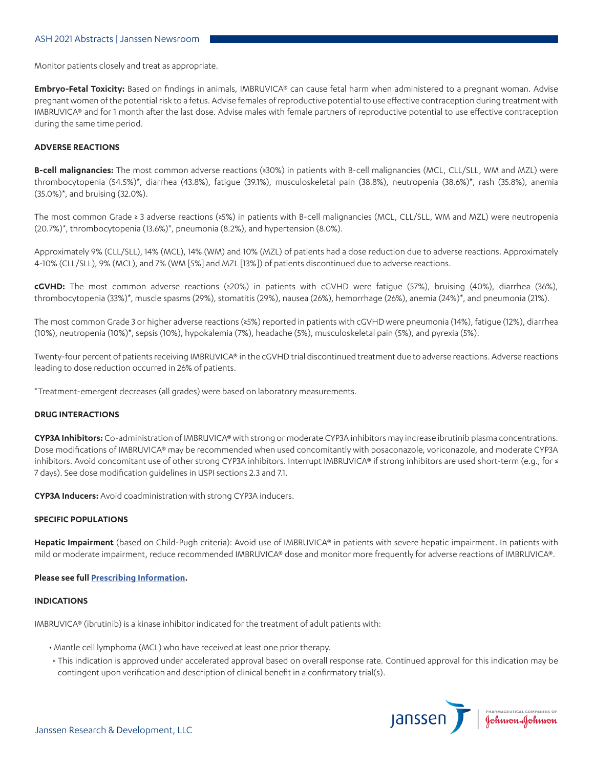Monitor patients closely and treat as appropriate.

**Embryo-Fetal Toxicity:** Based on findings in animals, IMBRUVICA® can cause fetal harm when administered to a pregnant woman. Advise pregnant women of the potential risk to a fetus. Advise females of reproductive potential to use effective contraception during treatment with IMBRUVICA® and for 1 month after the last dose. Advise males with female partners of reproductive potential to use effective contraception during the same time period.

**ADVERSE REACTIONS**

**B-cell malignancies:** The most common adverse reactions (≥30%) in patients with B-cell malignancies (MCL, CLL/SLL, WM and MZL) were thrombocytopenia (54.5%)*, diarrhea (43.8%), fatigue (39.1%), musculoskeletal pain (38.8%), neutropenia (38.6%)*, rash (35.8%), anemia (35.0%)*, and bruising (32.0%).

The most common Grade ≥ 3 adverse reactions (≥5%) in patients with B-cell malignancies (MCL, CLL/SLL, WM and MZL) were neutropenia (20.7%)*, thrombocytopenia (13.6%)*, pneumonia (8.2%), and hypertension (8.0%).

Approximately 9% (CLL/SLL), 14% (MCL), 14% (WM) and 10% (MZL) of patients had a dose reduction due to adverse reactions. Approximately 4-10% (CLL/SLL), 9% (MCL), and 7% (WM [5%] and MZL [13%]) of patients discontinued due to adverse reactions.

**cGVHD:** The most common adverse reactions (≥20%) in patients with cGVHD were fatigue (57%), bruising (40%), diarrhea (36%), thrombocytopenia (33%)*, muscle spasms (29%), stomatitis (29%), nausea (26%), hemorrhage (26%), anemia (24%)*, and pneumonia (21%).

The most common Grade 3 or higher adverse reactions (≥5%) reported in patients with cGVHD were pneumonia (14%), fatigue (12%), diarrhea (10%), neutropenia (10%)*, sepsis (10%), hypokalemia (7%), headache (5%), musculoskeletal pain (5%), and pyrexia (5%).

Twenty-four percent of patients receiving IMBRUVICA® in the cGVHD trial discontinued treatment due to adverse reactions. Adverse reactions leading to dose reduction occurred in 26% of patients.

*Treatment-emergent decreases (all grades) were based on laboratory measurements.

**DRUG INTERACTIONS**

**CYP3A Inhibitors:** Co-administration of IMBRUVICA® with strong or moderate CYP3A inhibitors may increase ibrutinib plasma concentrations. Dose modifications of IMBRUVICA® may be recommended when used concomitantly with posaconazole, voriconazole, and moderate CYP3A inhibitors. Avoid concomitant use of other strong CYP3A inhibitors. Interrupt IMBRUVICA® if strong inhibitors are used short-term (e.g., for ≤ 7 days). See dose modification guidelines in USPI sections 2.3 and 7.1.

**CYP3A Inducers:** Avoid coadministration with strong CYP3A inducers.

**SPECIFIC POPULATIONS**

**Hepatic Impairment** (based on Child-Pugh criteria): Avoid use of IMBRUVICA® in patients with severe hepatic impairment. In patients with mild or moderate impairment, reduce recommended IMBRUVICA® dose and monitor more frequently for adverse reactions of IMBRUVICA®.

**Please see full Prescribing Information.**

**INDICATIONS**

IMBRUVICA® (ibrutinib) is a kinase inhibitor indicated for the treatment of adult patients with:

- Mantle cell lymphoma (MCL) who have received at least one prior therapy.
  - This indication is approved under accelerated approval based on overall response rate. Continued approval for this indication may be contingent upon verification and description of clinical benefit in a confirmatory trial(s).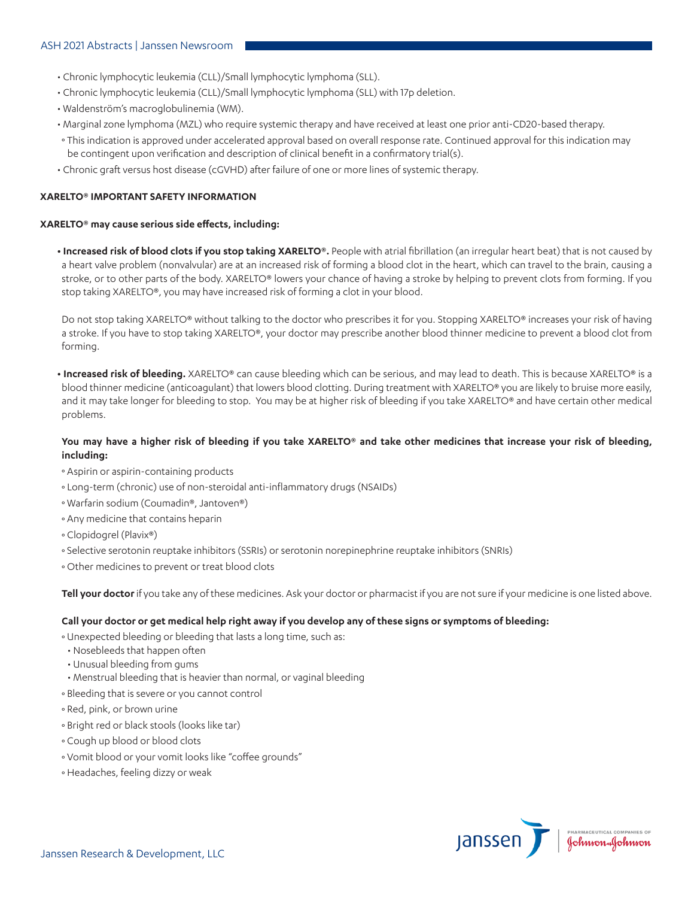- Chronic lymphocytic leukemia (CLL)/Small lymphocytic lymphoma (SLL).
- Chronic lymphocytic leukemia (CLL)/Small lymphocytic lymphoma (SLL) with 17p deletion.
- Waldenström's macroglobulinemia (WM).
- Marginal zone lymphoma (MZL) who require systemic therapy and have received at least one prior anti-CD20-based therapy.
  - This indication is approved under accelerated approval based on overall response rate. Continued approval for this indication may be contingent upon verification and description of clinical benefit in a confirmatory trial(s).
- Chronic graft versus host disease (cGVHD) after failure of one or more lines of systemic therapy.

**XARELTO® IMPORTANT SAFETY INFORMATION**

**XARELTO® may cause serious side effects, including:**

- **Increased risk of blood clots if you stop taking XARELTO®.** People with atrial fibrillation (an irregular heart beat) that is not caused by a heart valve problem (nonvalvular) are at an increased risk of forming a blood clot in the heart, which can travel to the brain, causing a stroke, or to other parts of the body. XARELTO® lowers your chance of having a stroke by helping to prevent clots from forming. If you stop taking XARELTO®, you may have increased risk of forming a clot in your blood.

  Do not stop taking XARELTO® without talking to the doctor who prescribes it for you. Stopping XARELTO® increases your risk of having a stroke. If you have to stop taking XARELTO®, your doctor may prescribe another blood thinner medicine to prevent a blood clot from forming.

- **Increased risk of bleeding.** XARELTO® can cause bleeding which can be serious, and may lead to death. This is because XARELTO® is a blood thinner medicine (anticoagulant) that lowers blood clotting. During treatment with XARELTO® you are likely to bruise more easily, and it may take longer for bleeding to stop. You may be at higher risk of bleeding if you take XARELTO® and have certain other medical problems.

  **You may have a higher risk of bleeding if you take XARELTO® and take other medicines that increase your risk of bleeding, including:**
  - Aspirin or aspirin-containing products
  - Long-term (chronic) use of non-steroidal anti-inflammatory drugs (NSAIDs)
  - Warfarin sodium (Coumadin®, Jantoven®)
  - Any medicine that contains heparin
  - Clopidogrel (Plavix®)
  - Selective serotonin reuptake inhibitors (SSRIs) or serotonin norepinephrine reuptake inhibitors (SNRIs)
  - Other medicines to prevent or treat blood clots

  **Tell your doctor** if you take any of these medicines. Ask your doctor or pharmacist if you are not sure if your medicine is one listed above.

  **Call your doctor or get medical help right away if you develop any of these signs or symptoms of bleeding:**
  - Unexpected bleeding or bleeding that lasts a long time, such as:
    - Nosebleeds that happen often
    - Unusual bleeding from gums
    - Menstrual bleeding that is heavier than normal, or vaginal bleeding
  - Bleeding that is severe or you cannot control
  - Red, pink, or brown urine
  - Bright red or black stools (looks like tar)
  - Cough up blood or blood clots
  - Vomit blood or your vomit looks like "coffee grounds"
  - Headaches, feeling dizzy or weak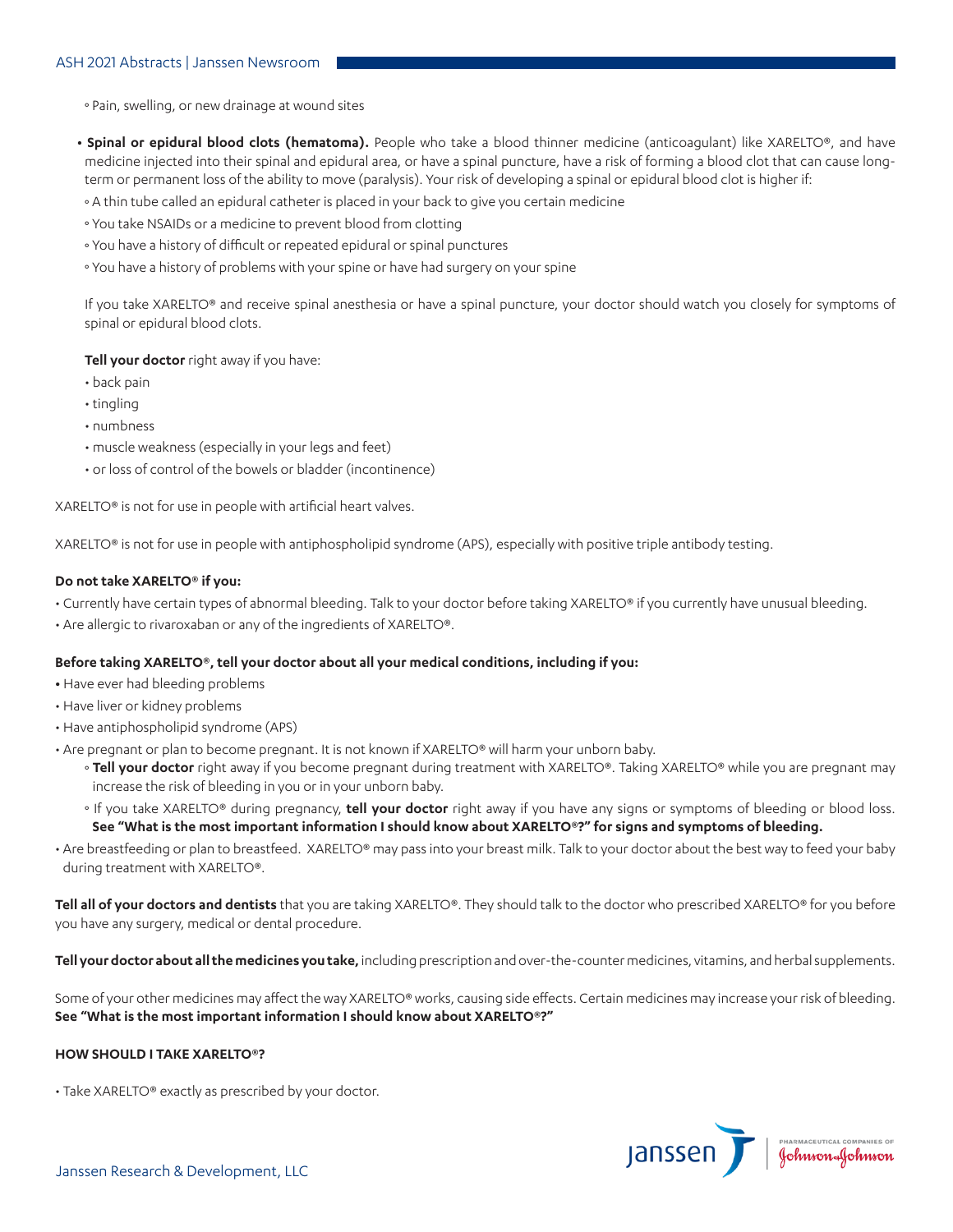- Pain, swelling, or new drainage at wound sites

- **Spinal or epidural blood clots (hematoma).** People who take a blood thinner medicine (anticoagulant) like XARELTO®, and have medicine injected into their spinal and epidural area, or have a spinal puncture, have a risk of forming a blood clot that can cause long-term or permanent loss of the ability to move (paralysis). Your risk of developing a spinal or epidural blood clot is higher if:
  - A thin tube called an epidural catheter is placed in your back to give you certain medicine
  - You take NSAIDs or a medicine to prevent blood from clotting
  - You have a history of difficult or repeated epidural or spinal punctures
  - You have a history of problems with your spine or have had surgery on your spine

  If you take XARELTO® and receive spinal anesthesia or have a spinal puncture, your doctor should watch you closely for symptoms of spinal or epidural blood clots.

  **Tell your doctor** right away if you have:
  - back pain
  - tingling
  - numbness
  - muscle weakness (especially in your legs and feet)
  - or loss of control of the bowels or bladder (incontinence)

XARELTO® is not for use in people with artificial heart valves.

XARELTO® is not for use in people with antiphospholipid syndrome (APS), especially with positive triple antibody testing.

**Do not take XARELTO® if you:**

- Currently have certain types of abnormal bleeding. Talk to your doctor before taking XARELTO® if you currently have unusual bleeding.
- Are allergic to rivaroxaban or any of the ingredients of XARELTO®.

**Before taking XARELTO®, tell your doctor about all your medical conditions, including if you:**

- Have ever had bleeding problems
- Have liver or kidney problems
- Have antiphospholipid syndrome (APS)
- Are pregnant or plan to become pregnant. It is not known if XARELTO® will harm your unborn baby.
  - **Tell your doctor** right away if you become pregnant during treatment with XARELTO®. Taking XARELTO® while you are pregnant may increase the risk of bleeding in you or in your unborn baby.
  - If you take XARELTO® during pregnancy, **tell your doctor** right away if you have any signs or symptoms of bleeding or blood loss. **See "What is the most important information I should know about XARELTO®?" for signs and symptoms of bleeding.**
- Are breastfeeding or plan to breastfeed. XARELTO® may pass into your breast milk. Talk to your doctor about the best way to feed your baby during treatment with XARELTO®.

**Tell all of your doctors and dentists** that you are taking XARELTO®. They should talk to the doctor who prescribed XARELTO® for you before you have any surgery, medical or dental procedure.

**Tell your doctor about all the medicines you take,** including prescription and over-the-counter medicines, vitamins, and herbal supplements.

Some of your other medicines may affect the way XARELTO® works, causing side effects. Certain medicines may increase your risk of bleeding. **See "What is the most important information I should know about XARELTO®?"**

**HOW SHOULD I TAKE XARELTO®?**

- Take XARELTO® exactly as prescribed by your doctor.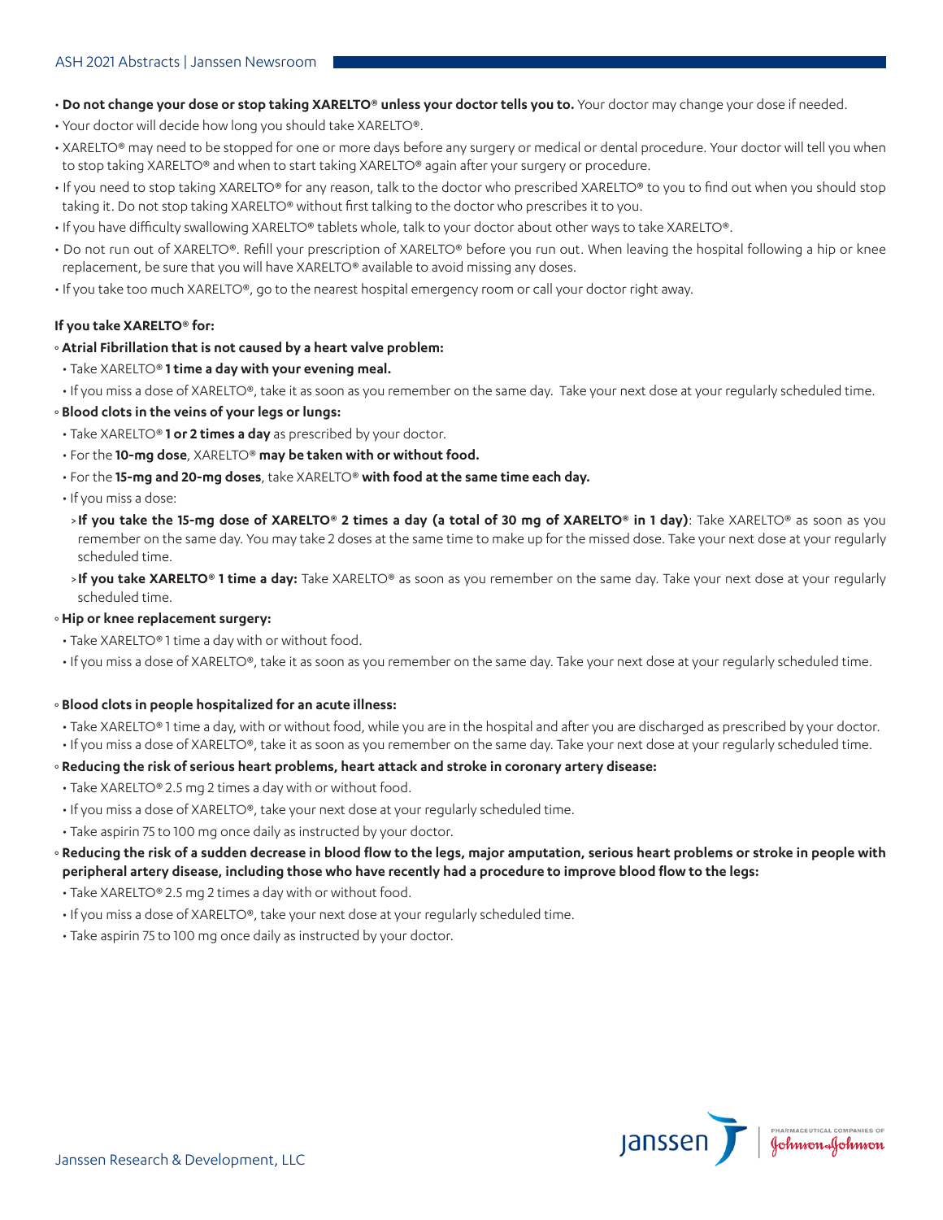- **Do not change your dose or stop taking XARELTO® unless your doctor tells you to.** Your doctor may change your dose if needed.
- Your doctor will decide how long you should take XARELTO®.
- XARELTO® may need to be stopped for one or more days before any surgery or medical or dental procedure. Your doctor will tell you when to stop taking XARELTO® and when to start taking XARELTO® again after your surgery or procedure.
- If you need to stop taking XARELTO® for any reason, talk to the doctor who prescribed XARELTO® to you to find out when you should stop taking it. Do not stop taking XARELTO® without first talking to the doctor who prescribes it to you.
- If you have difficulty swallowing XARELTO® tablets whole, talk to your doctor about other ways to take XARELTO®.
- Do not run out of XARELTO®. Refill your prescription of XARELTO® before you run out. When leaving the hospital following a hip or knee replacement, be sure that you will have XARELTO® available to avoid missing any doses.
- If you take too much XARELTO®, go to the nearest hospital emergency room or call your doctor right away.

**If you take XARELTO® for:**

- **Atrial Fibrillation that is not caused by a heart valve problem:**
  - Take XARELTO® **1 time a day with your evening meal.**
  - If you miss a dose of XARELTO®, take it as soon as you remember on the same day. Take your next dose at your regularly scheduled time.
- **Blood clots in the veins of your legs or lungs:**
  - Take XARELTO® **1 or 2 times a day** as prescribed by your doctor.
  - For the **10-mg dose**, XARELTO® **may be taken with or without food.**
  - For the **15-mg and 20-mg doses**, take XARELTO® **with food at the same time each day.**
  - If you miss a dose:
    - **If you take the 15-mg dose of XARELTO® 2 times a day (a total of 30 mg of XARELTO® in 1 day)**: Take XARELTO® as soon as you remember on the same day. You may take 2 doses at the same time to make up for the missed dose. Take your next dose at your regularly scheduled time.
    - **If you take XARELTO® 1 time a day:** Take XARELTO® as soon as you remember on the same day. Take your next dose at your regularly scheduled time.
- **Hip or knee replacement surgery:**
  - Take XARELTO® 1 time a day with or without food.
  - If you miss a dose of XARELTO®, take it as soon as you remember on the same day. Take your next dose at your regularly scheduled time.
- **Blood clots in people hospitalized for an acute illness:**
  - Take XARELTO® 1 time a day, with or without food, while you are in the hospital and after you are discharged as prescribed by your doctor.
  - If you miss a dose of XARELTO®, take it as soon as you remember on the same day. Take your next dose at your regularly scheduled time.
- **Reducing the risk of serious heart problems, heart attack and stroke in coronary artery disease:**
  - Take XARELTO® 2.5 mg 2 times a day with or without food.
  - If you miss a dose of XARELTO®, take your next dose at your regularly scheduled time.
  - Take aspirin 75 to 100 mg once daily as instructed by your doctor.
- **Reducing the risk of a sudden decrease in blood flow to the legs, major amputation, serious heart problems or stroke in people with peripheral artery disease, including those who have recently had a procedure to improve blood flow to the legs:**
  - Take XARELTO® 2.5 mg 2 times a day with or without food.
  - If you miss a dose of XARELTO®, take your next dose at your regularly scheduled time.
  - Take aspirin 75 to 100 mg once daily as instructed by your doctor.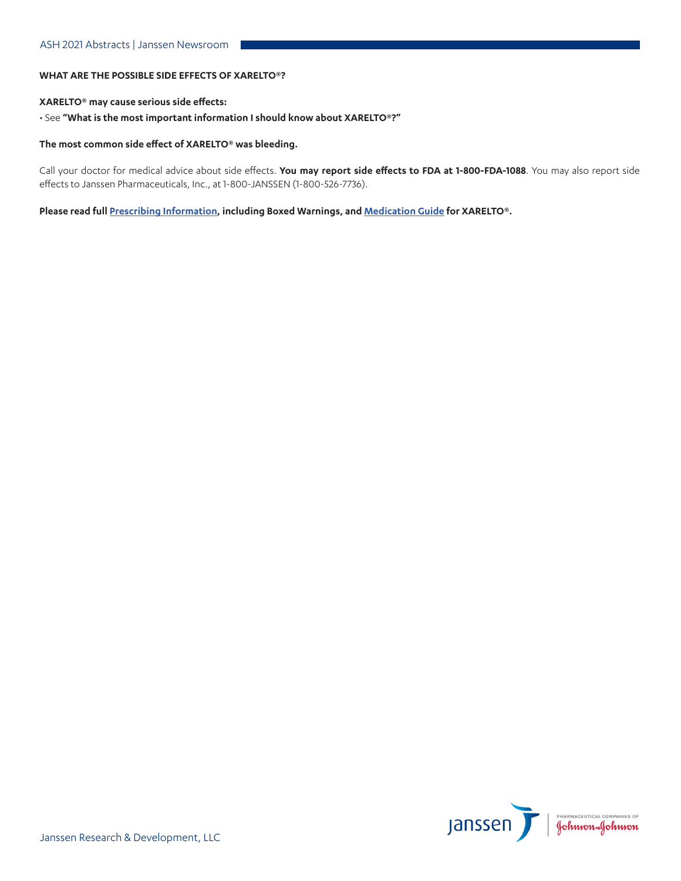**WHAT ARE THE POSSIBLE SIDE EFFECTS OF XARELTO®?**

**XARELTO® may cause serious side effects:**

- See **"What is the most important information I should know about XARELTO®?"**

**The most common side effect of XARELTO® was bleeding.**

Call your doctor for medical advice about side effects. **You may report side effects to FDA at 1-800-FDA-1088**. You may also report side effects to Janssen Pharmaceuticals, Inc., at 1-800-JANSSEN (1-800-526-7736).

**Please read full Prescribing Information, including Boxed Warnings, and Medication Guide for XARELTO®.**